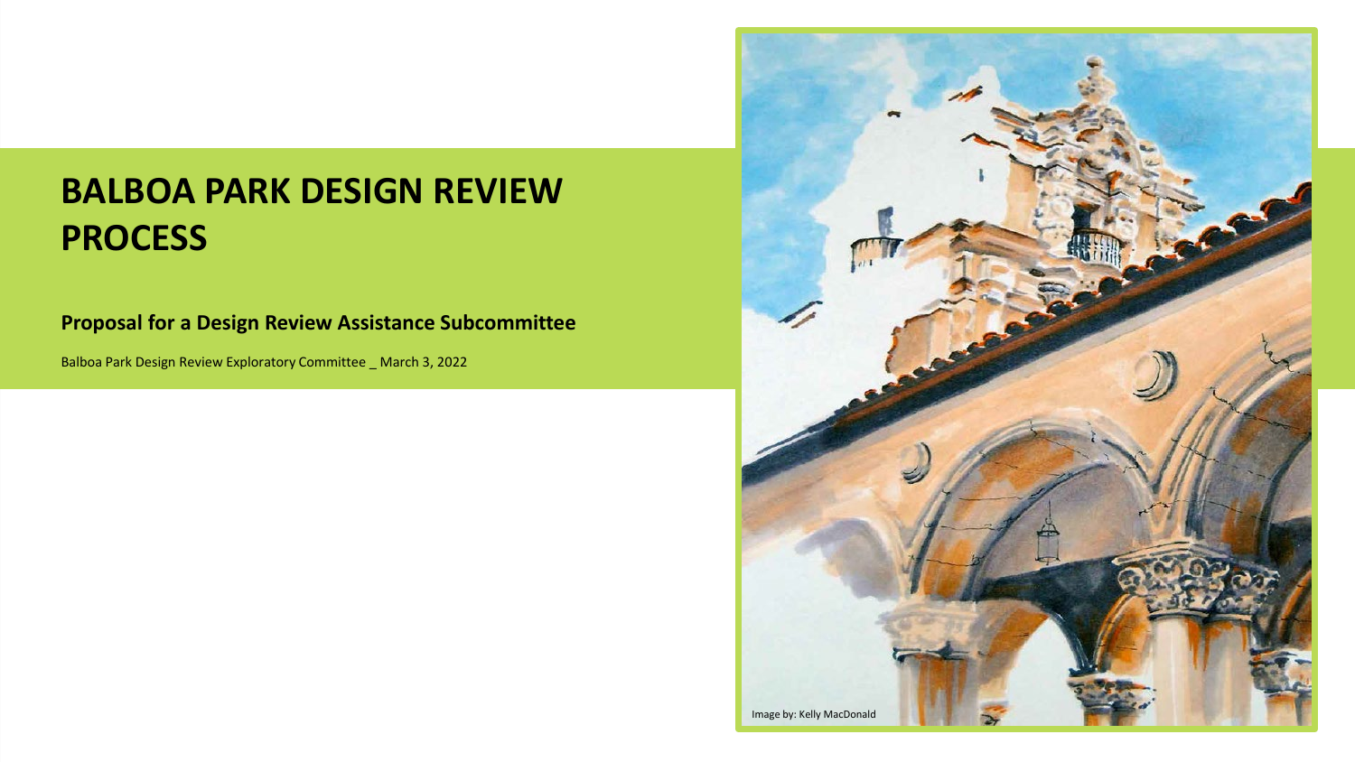# BALBOA PARK DESIGN REVIEW PROCESS

## Proposal for a Design Review Assistance Subcommittee

Balboa Park Design Review Exploratory Committee _ March 3, 2022

Image by: Kelly MacDonald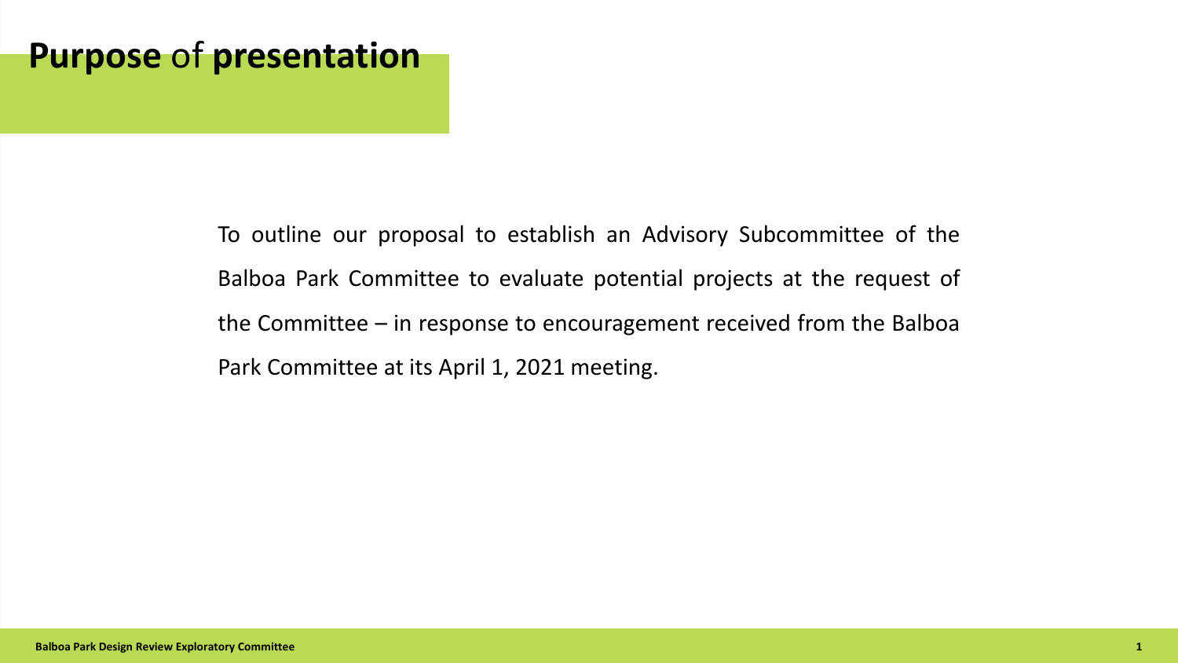# **Purpose** of **presentation**

To outline our proposal to establish an Advisory Subcommittee of the Balboa Park Committee to evaluate potential projects at the request of the Committee – in response to encouragement received from the Balboa Park Committee at its April 1, 2021 meeting.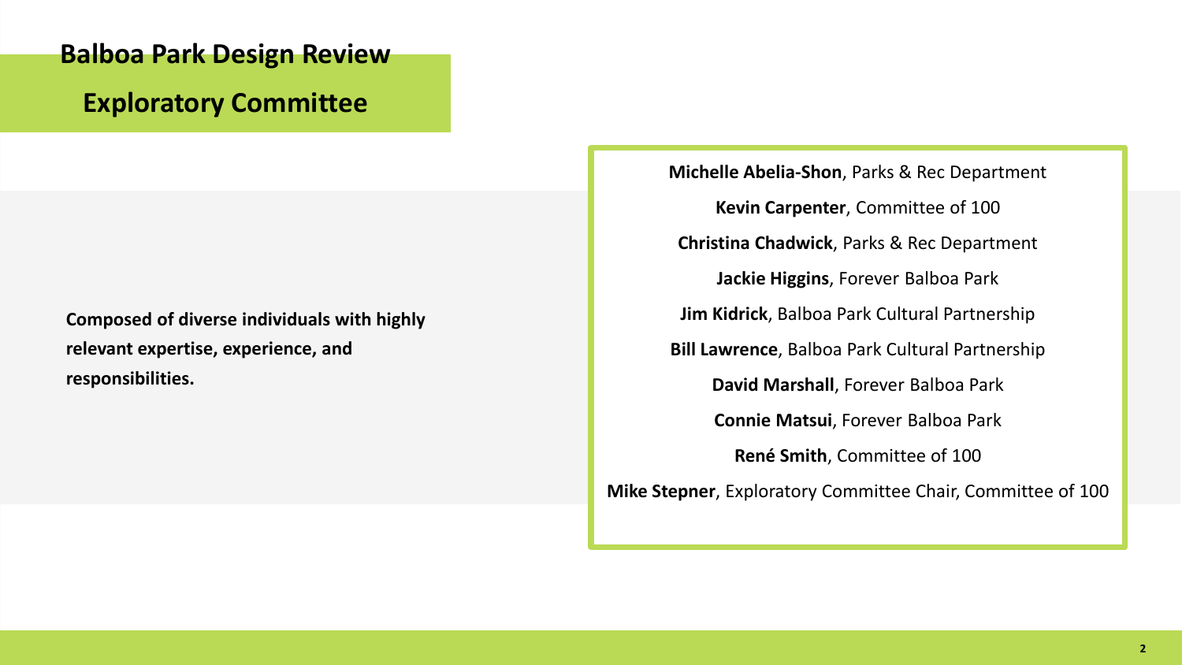# Balboa Park Design Review

## Exploratory Committee

**Composed of diverse individuals with highly relevant expertise, experience, and responsibilities.**

**Michelle Abelia-Shon**, Parks & Rec Department

**Kevin Carpenter**, Committee of 100

**Christina Chadwick**, Parks & Rec Department

**Jackie Higgins**, Forever Balboa Park

**Jim Kidrick**, Balboa Park Cultural Partnership

**Bill Lawrence**, Balboa Park Cultural Partnership

**David Marshall**, Forever Balboa Park

**Connie Matsui**, Forever Balboa Park

**René Smith**, Committee of 100

**Mike Stepner**, Exploratory Committee Chair, Committee of 100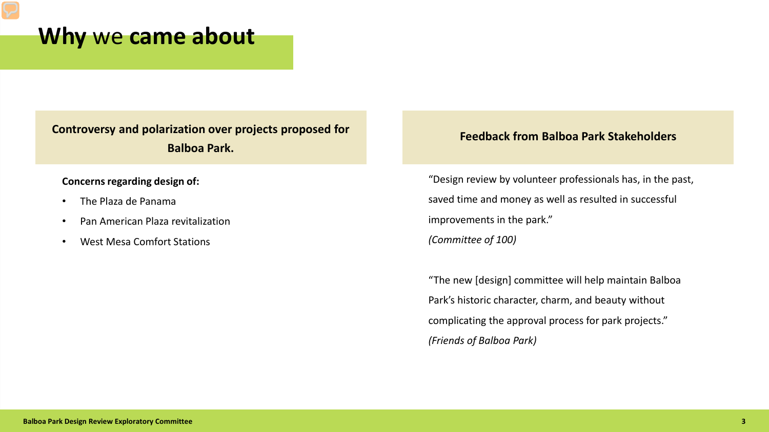# **Why** we **came about**

**Controversy and polarization over projects proposed for Balboa Park.**

**Concerns regarding design of:**

- The Plaza de Panama
- Pan American Plaza revitalization
- West Mesa Comfort Stations

**Feedback from Balboa Park Stakeholders**

"Design review by volunteer professionals has, in the past, saved time and money as well as resulted in successful improvements in the park."
*(Committee of 100)*

"The new [design] committee will help maintain Balboa Park's historic character, charm, and beauty without complicating the approval process for park projects."
*(Friends of Balboa Park)*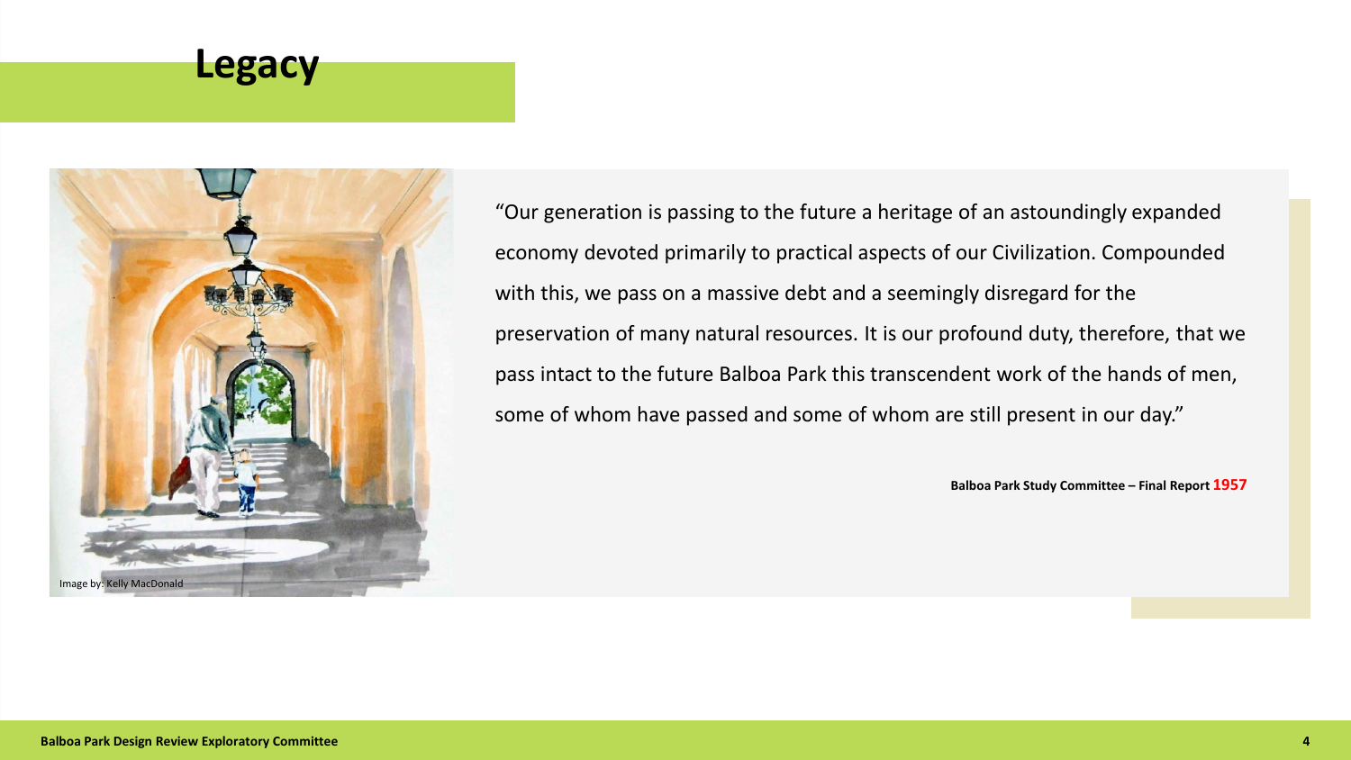# Legacy

Image by: Kelly MacDonald

"Our generation is passing to the future a heritage of an astoundingly expanded economy devoted primarily to practical aspects of our Civilization. Compounded with this, we pass on a massive debt and a seemingly disregard for the preservation of many natural resources. It is our profound duty, therefore, that we pass intact to the future Balboa Park this transcendent work of the hands of men, some of whom have passed and some of whom are still present in our day."

**Balboa Park Study Committee – Final Report 1957**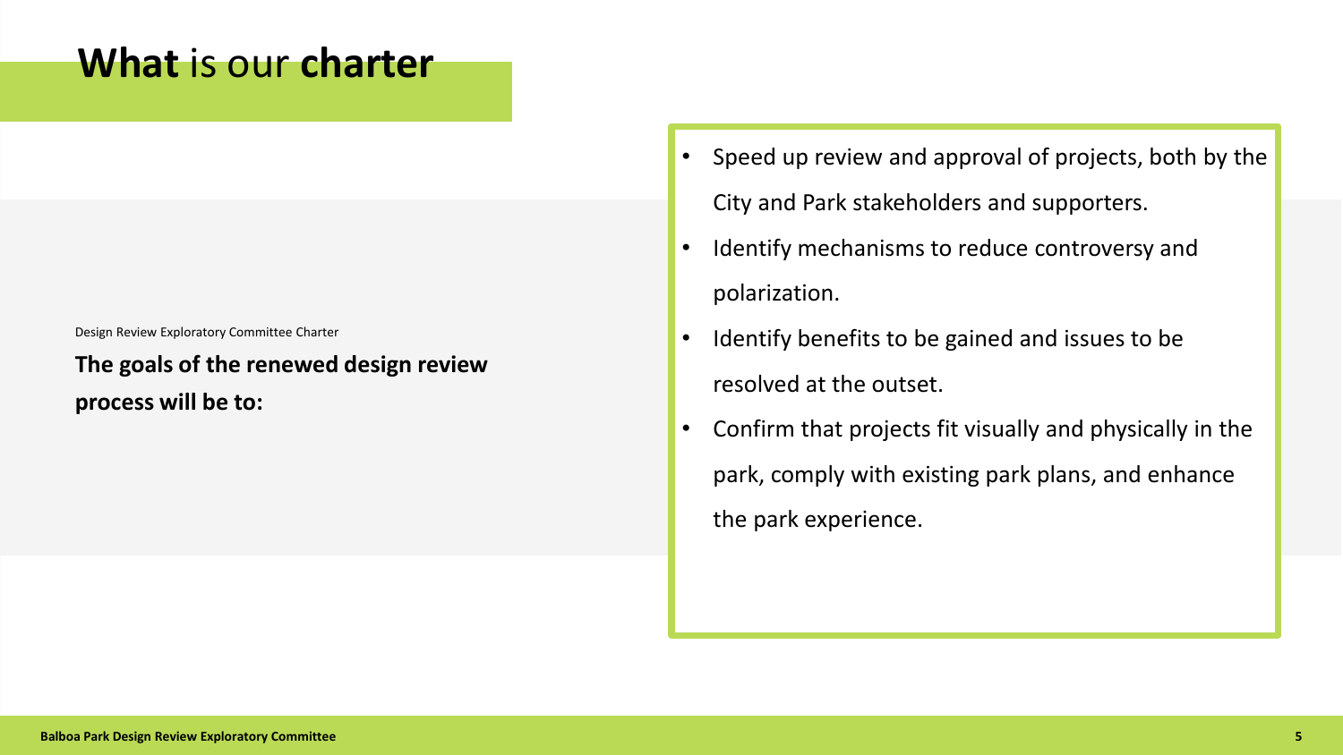# **What** is our **charter**

Design Review Exploratory Committee Charter

**The goals of the renewed design review process will be to:**

- Speed up review and approval of projects, both by the City and Park stakeholders and supporters.
- Identify mechanisms to reduce controversy and polarization.
- Identify benefits to be gained and issues to be resolved at the outset.
- Confirm that projects fit visually and physically in the park, comply with existing park plans, and enhance the park experience.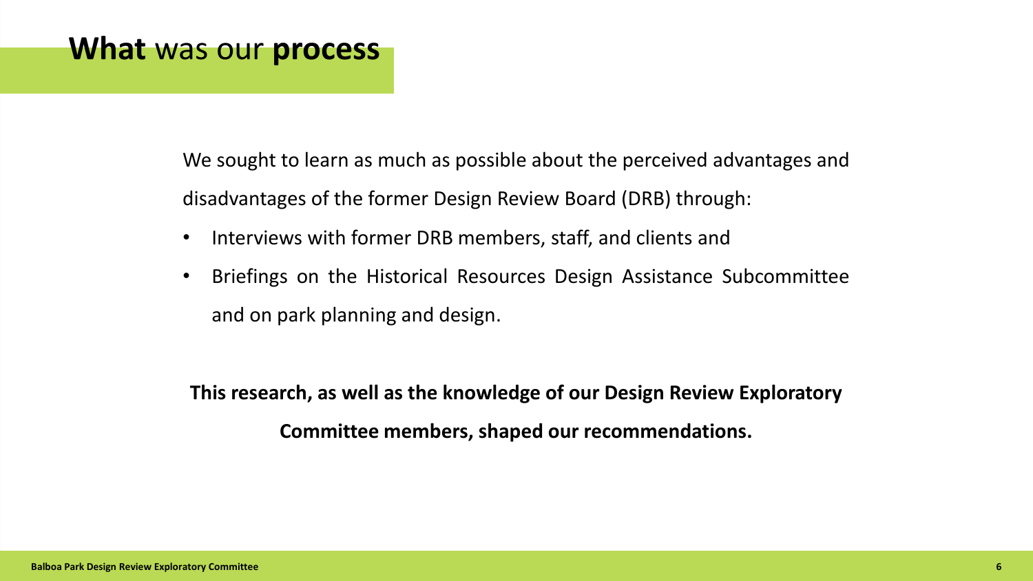# **What** was our **process**

We sought to learn as much as possible about the perceived advantages and disadvantages of the former Design Review Board (DRB) through:

- Interviews with former DRB members, staff, and clients and
- Briefings on the Historical Resources Design Assistance Subcommittee and on park planning and design.

**This research, as well as the knowledge of our Design Review Exploratory Committee members, shaped our recommendations.**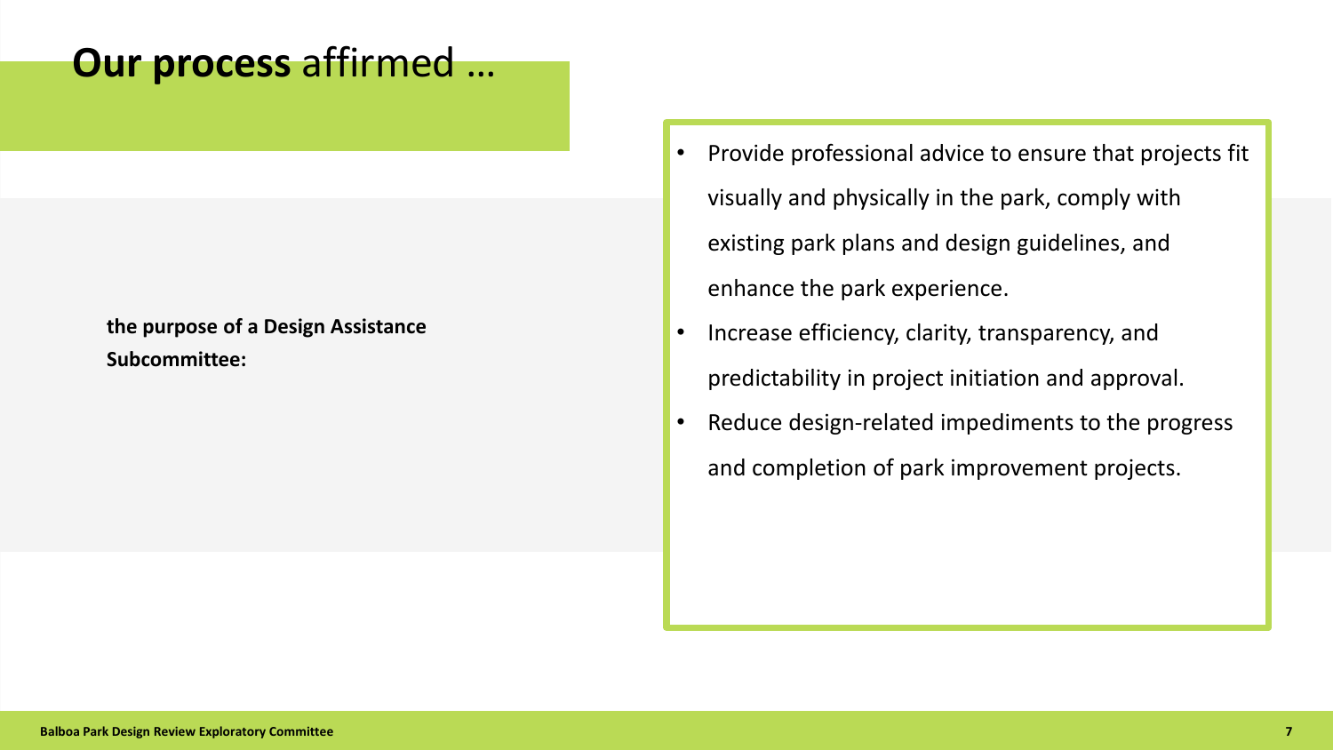# **Our process** affirmed …

**the purpose of a Design Assistance Subcommittee:**

- Provide professional advice to ensure that projects fit visually and physically in the park, comply with existing park plans and design guidelines, and enhance the park experience.
- Increase efficiency, clarity, transparency, and predictability in project initiation and approval.
- Reduce design-related impediments to the progress and completion of park improvement projects.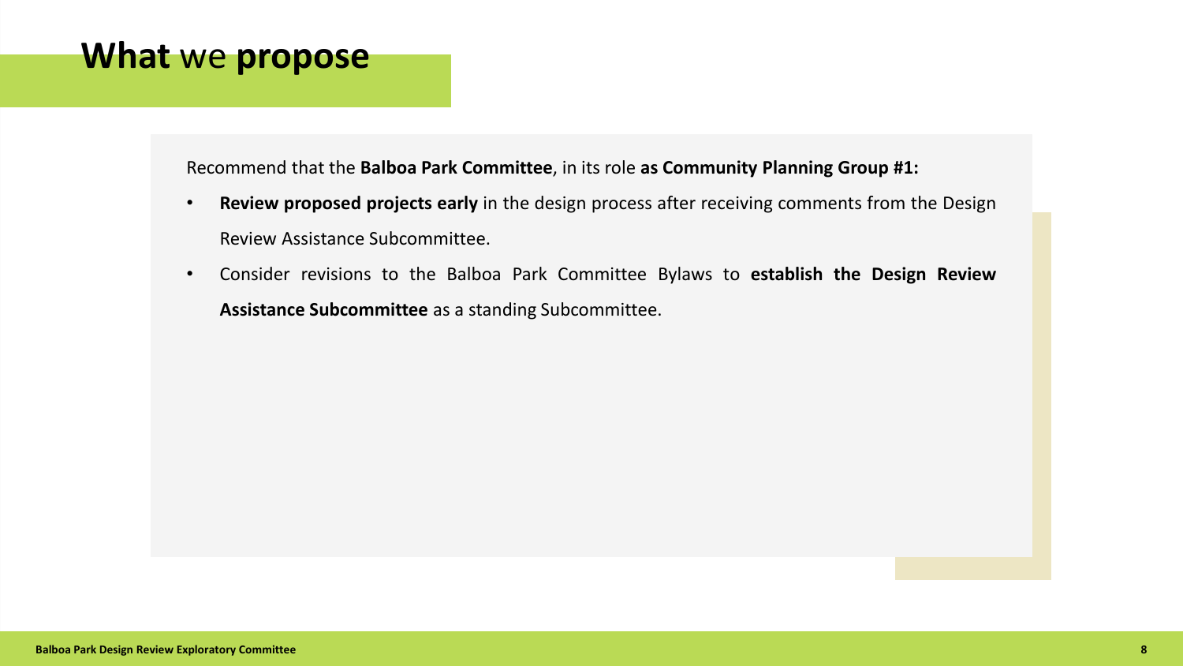# **What** we **propose**

Recommend that the **Balboa Park Committee**, in its role **as Community Planning Group #1:**

- **Review proposed projects early** in the design process after receiving comments from the Design Review Assistance Subcommittee.
- Consider revisions to the Balboa Park Committee Bylaws to **establish the Design Review Assistance Subcommittee** as a standing Subcommittee.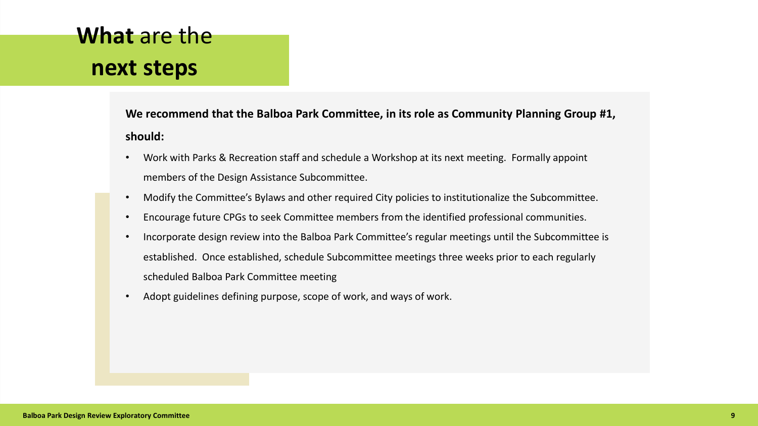# **What** are the **next steps**

**We recommend that the Balboa Park Committee, in its role as Community Planning Group #1, should:**

- Work with Parks & Recreation staff and schedule a Workshop at its next meeting. Formally appoint members of the Design Assistance Subcommittee.
- Modify the Committee's Bylaws and other required City policies to institutionalize the Subcommittee.
- Encourage future CPGs to seek Committee members from the identified professional communities.
- Incorporate design review into the Balboa Park Committee's regular meetings until the Subcommittee is established. Once established, schedule Subcommittee meetings three weeks prior to each regularly scheduled Balboa Park Committee meeting
- Adopt guidelines defining purpose, scope of work, and ways of work.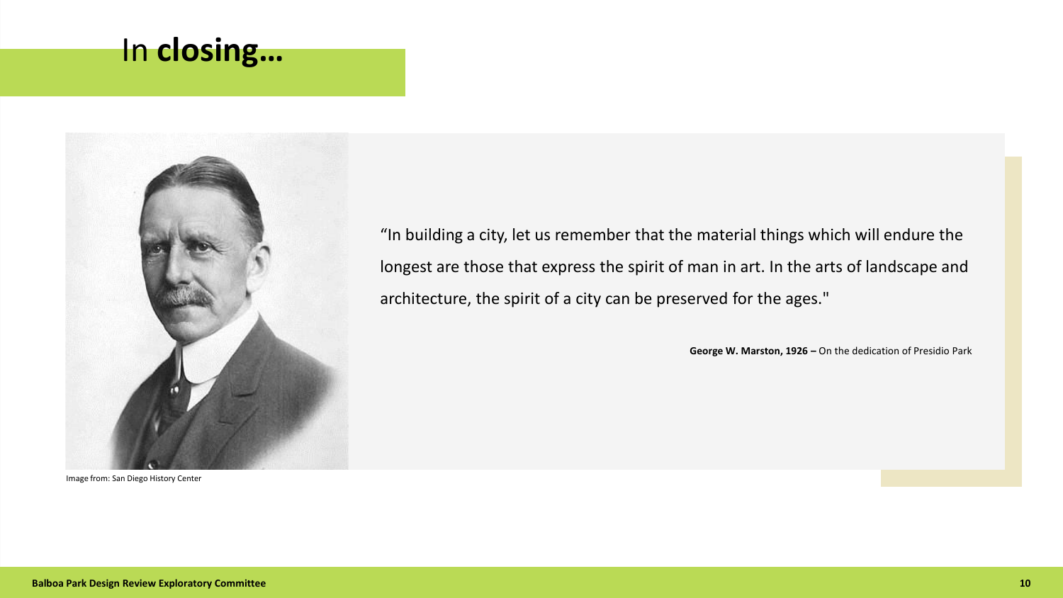# In **closing…**

Image from: San Diego History Center

"In building a city, let us remember that the material things which will endure the longest are those that express the spirit of man in art. In the arts of landscape and architecture, the spirit of a city can be preserved for the ages."

**George W. Marston, 1926 –** On the dedication of Presidio Park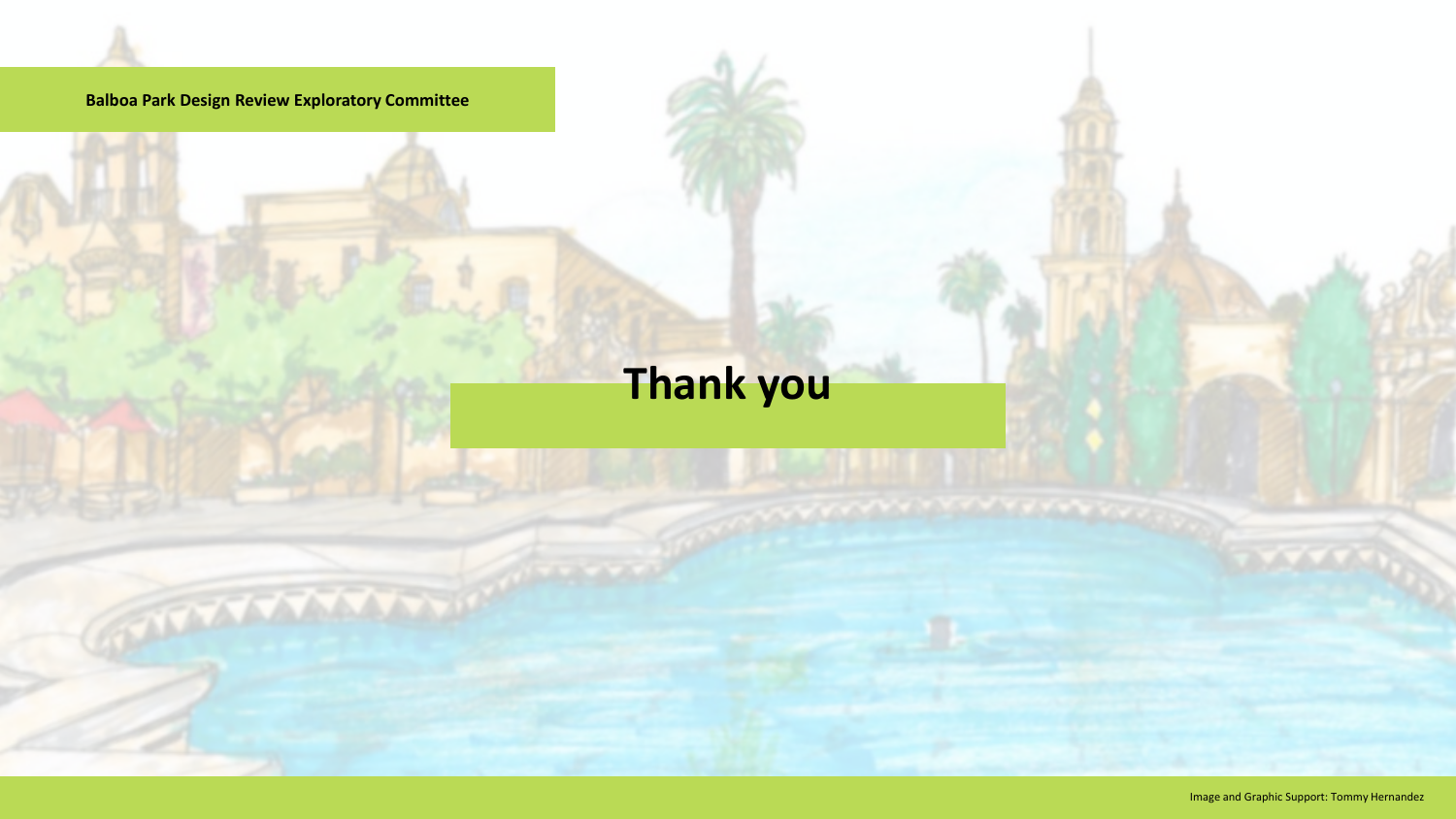Balboa Park Design Review Exploratory Committee

# Thank you

Image and Graphic Support: Tommy Hernandez